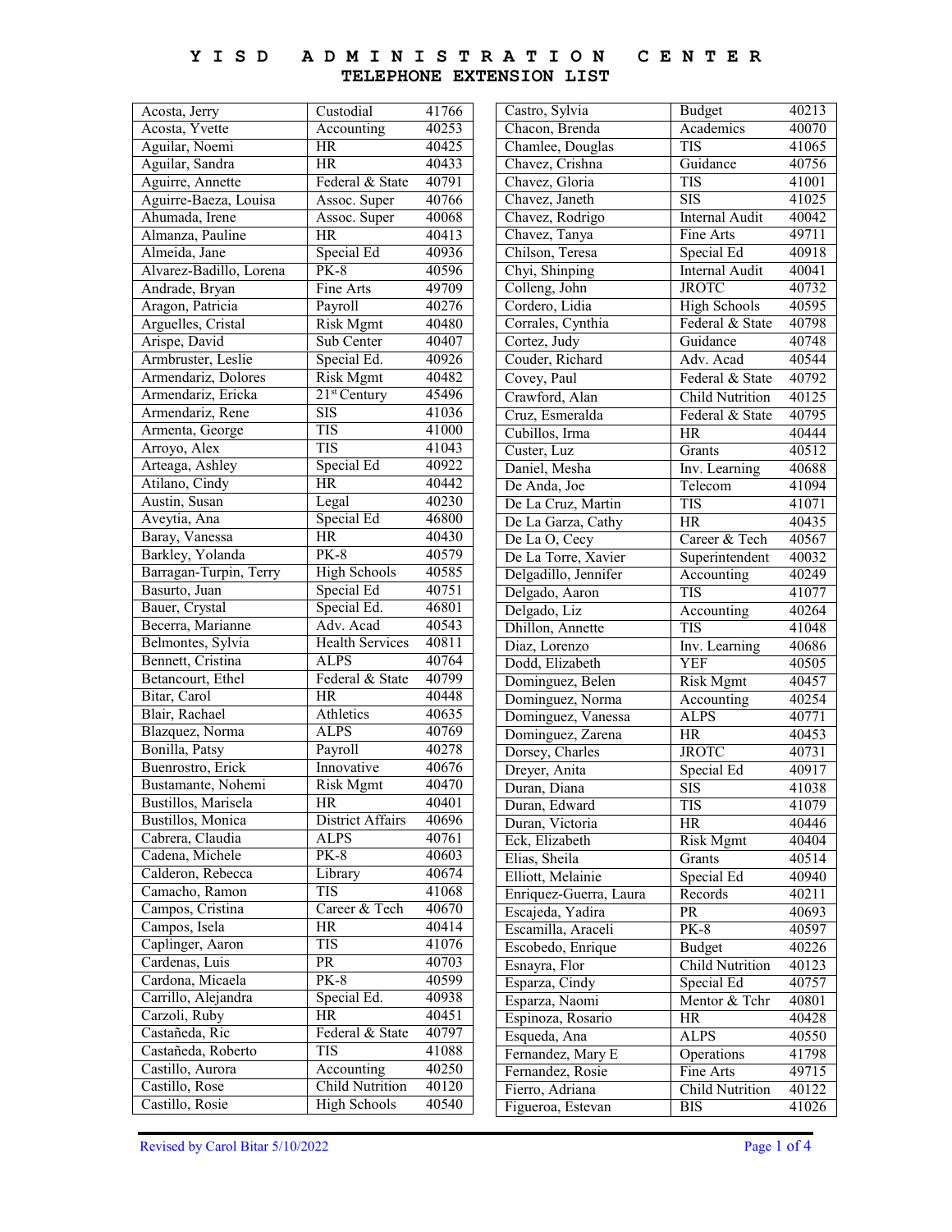# Y I S D A D M I N I S T R A T I O N C E N T E R

## TELEPHONE EXTENSION LIST

| Name | Department | Ext. |
|---|---|---|
| Acosta, Jerry | Custodial | 41766 |
| Acosta, Yvette | Accounting | 40253 |
| Aguilar, Noemi | HR | 40425 |
| Aguilar, Sandra | HR | 40433 |
| Aguirre, Annette | Federal & State | 40791 |
| Aguirre-Baeza, Louisa | Assoc. Super | 40766 |
| Ahumada, Irene | Assoc. Super | 40068 |
| Almanza, Pauline | HR | 40413 |
| Almeida, Jane | Special Ed | 40936 |
| Alvarez-Badillo, Lorena | PK-8 | 40596 |
| Andrade, Bryan | Fine Arts | 49709 |
| Aragon, Patricia | Payroll | 40276 |
| Arguelles, Cristal | Risk Mgmt | 40480 |
| Arispe, David | Sub Center | 40407 |
| Armbruster, Leslie | Special Ed. | 40926 |
| Armendariz, Dolores | Risk Mgmt | 40482 |
| Armendariz, Ericka | 21st Century | 45496 |
| Armendariz, Rene | SIS | 41036 |
| Armenta, George | TIS | 41000 |
| Arroyo, Alex | TIS | 41043 |
| Arteaga, Ashley | Special Ed | 40922 |
| Atilano, Cindy | HR | 40442 |
| Austin, Susan | Legal | 40230 |
| Aveytia, Ana | Special Ed | 46800 |
| Baray, Vanessa | HR | 40430 |
| Barkley, Yolanda | PK-8 | 40579 |
| Barragan-Turpin, Terry | High Schools | 40585 |
| Basurto, Juan | Special Ed | 40751 |
| Bauer, Crystal | Special Ed. | 46801 |
| Becerra, Marianne | Adv. Acad | 40543 |
| Belmontes, Sylvia | Health Services | 40811 |
| Bennett, Cristina | ALPS | 40764 |
| Betancourt, Ethel | Federal & State | 40799 |
| Bitar, Carol | HR | 40448 |
| Blair, Rachael | Athletics | 40635 |
| Blazquez, Norma | ALPS | 40769 |
| Bonilla, Patsy | Payroll | 40278 |
| Buenrostro, Erick | Innovative | 40676 |
| Bustamante, Nohemi | Risk Mgmt | 40470 |
| Bustillos, Marisela | HR | 40401 |
| Bustillos, Monica | District Affairs | 40696 |
| Cabrera, Claudia | ALPS | 40761 |
| Cadena, Michele | PK-8 | 40603 |
| Calderon, Rebecca | Library | 40674 |
| Camacho, Ramon | TIS | 41068 |
| Campos, Cristina | Career & Tech | 40670 |
| Campos, Isela | HR | 40414 |
| Caplinger, Aaron | TIS | 41076 |
| Cardenas, Luis | PR | 40703 |
| Cardona, Micaela | PK-8 | 40599 |
| Carrillo, Alejandra | Special Ed. | 40938 |
| Carzoli, Ruby | HR | 40451 |
| Castañeda, Ric | Federal & State | 40797 |
| Castañeda, Roberto | TIS | 41088 |
| Castillo, Aurora | Accounting | 40250 |
| Castillo, Rose | Child Nutrition | 40120 |
| Castillo, Rosie | High Schools | 40540 |
| Castro, Sylvia | Budget | 40213 |
| Chacon, Brenda | Academics | 40070 |
| Chamlee, Douglas | TIS | 41065 |
| Chavez, Crishna | Guidance | 40756 |
| Chavez, Gloria | TIS | 41001 |
| Chavez, Janeth | SIS | 41025 |
| Chavez, Rodrigo | Internal Audit | 40042 |
| Chavez, Tanya | Fine Arts | 49711 |
| Chilson, Teresa | Special Ed | 40918 |
| Chyi, Shinping | Internal Audit | 40041 |
| Colleng, John | JROTC | 40732 |
| Cordero, Lidia | High Schools | 40595 |
| Corrales, Cynthia | Federal & State | 40798 |
| Cortez, Judy | Guidance | 40748 |
| Couder, Richard | Adv. Acad | 40544 |
| Covey, Paul | Federal & State | 40792 |
| Crawford, Alan | Child Nutrition | 40125 |
| Cruz, Esmeralda | Federal & State | 40795 |
| Cubillos, Irma | HR | 40444 |
| Custer, Luz | Grants | 40512 |
| Daniel, Mesha | Inv. Learning | 40688 |
| De Anda, Joe | Telecom | 41094 |
| De La Cruz, Martin | TIS | 41071 |
| De La Garza, Cathy | HR | 40435 |
| De La O, Cecy | Career & Tech | 40567 |
| De La Torre, Xavier | Superintendent | 40032 |
| Delgadillo, Jennifer | Accounting | 40249 |
| Delgado, Aaron | TIS | 41077 |
| Delgado, Liz | Accounting | 40264 |
| Dhillon, Annette | TIS | 41048 |
| Diaz, Lorenzo | Inv. Learning | 40686 |
| Dodd, Elizabeth | YEF | 40505 |
| Dominguez, Belen | Risk Mgmt | 40457 |
| Dominguez, Norma | Accounting | 40254 |
| Dominguez, Vanessa | ALPS | 40771 |
| Dominguez, Zarena | HR | 40453 |
| Dorsey, Charles | JROTC | 40731 |
| Dreyer, Anita | Special Ed | 40917 |
| Duran, Diana | SIS | 41038 |
| Duran, Edward | TIS | 41079 |
| Duran, Victoria | HR | 40446 |
| Eck, Elizabeth | Risk Mgmt | 40404 |
| Elias, Sheila | Grants | 40514 |
| Elliott, Melainie | Special Ed | 40940 |
| Enriquez-Guerra, Laura | Records | 40211 |
| Escajeda, Yadira | PR | 40693 |
| Escamilla, Araceli | PK-8 | 40597 |
| Escobedo, Enrique | Budget | 40226 |
| Esnayra, Flor | Child Nutrition | 40123 |
| Esparza, Cindy | Special Ed | 40757 |
| Esparza, Naomi | Mentor & Tchr | 40801 |
| Espinoza, Rosario | HR | 40428 |
| Esqueda, Ana | ALPS | 40550 |
| Fernandez, Mary E | Operations | 41798 |
| Fernandez, Rosie | Fine Arts | 49715 |
| Fierro, Adriana | Child Nutrition | 40122 |
| Figueroa, Estevan | BIS | 41026 |

Revised by Carol Bitar 5/10/2022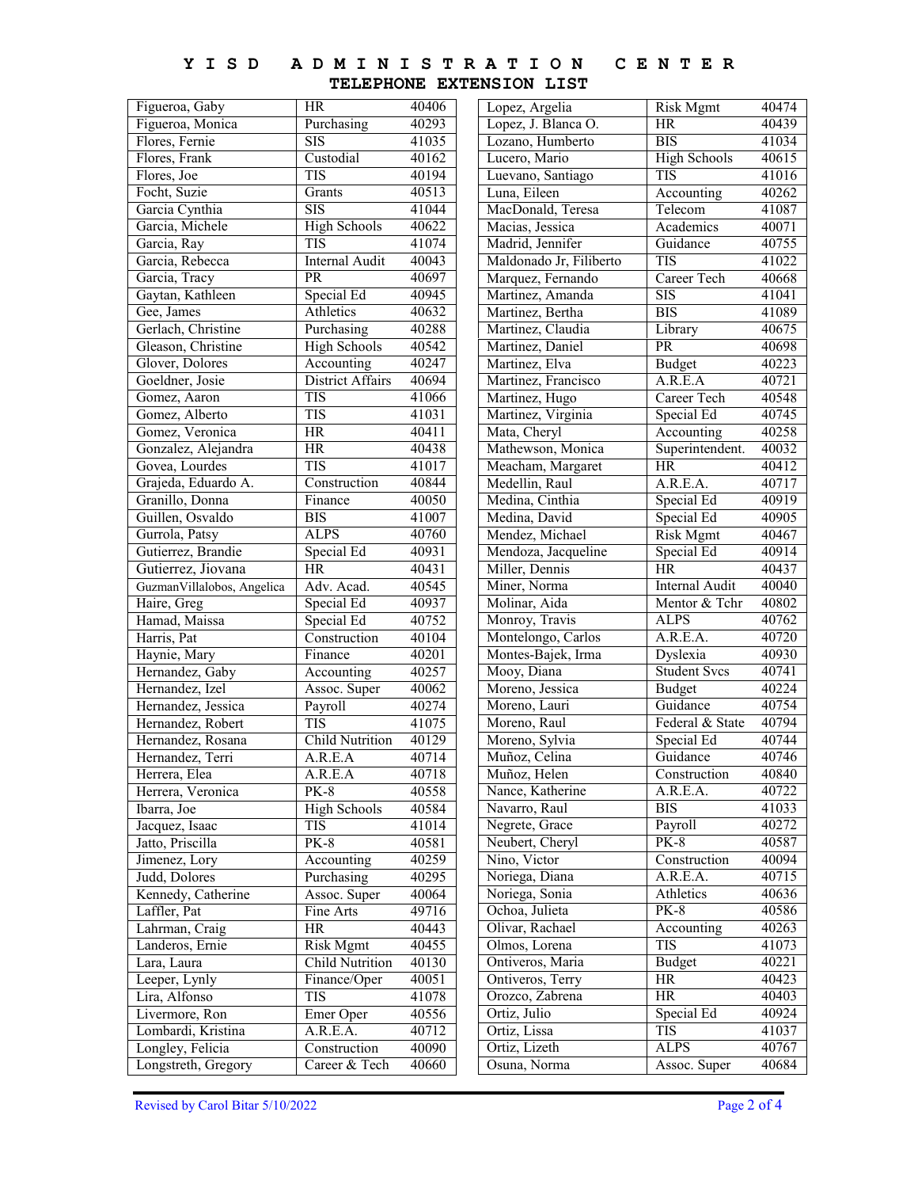# YISD ADMINISTRATION CENTER
## TELEPHONE EXTENSION LIST

| Name | Department | Extension |
|---|---|---|
| Figueroa, Gaby | HR | 40406 |
| Figueroa, Monica | Purchasing | 40293 |
| Flores, Fernie | SIS | 41035 |
| Flores, Frank | Custodial | 40162 |
| Flores, Joe | TIS | 40194 |
| Focht, Suzie | Grants | 40513 |
| Garcia Cynthia | SIS | 41044 |
| Garcia, Michele | High Schools | 40622 |
| Garcia, Ray | TIS | 41074 |
| Garcia, Rebecca | Internal Audit | 40043 |
| Garcia, Tracy | PR | 40697 |
| Gaytan, Kathleen | Special Ed | 40945 |
| Gee, James | Athletics | 40632 |
| Gerlach, Christine | Purchasing | 40288 |
| Gleason, Christine | High Schools | 40542 |
| Glover, Dolores | Accounting | 40247 |
| Goeldner, Josie | District Affairs | 40694 |
| Gomez, Aaron | TIS | 41066 |
| Gomez, Alberto | TIS | 41031 |
| Gomez, Veronica | HR | 40411 |
| Gonzalez, Alejandra | HR | 40438 |
| Govea, Lourdes | TIS | 41017 |
| Grajeda, Eduardo A. | Construction | 40844 |
| Granillo, Donna | Finance | 40050 |
| Guillen, Osvaldo | BIS | 41007 |
| Gurrola, Patsy | ALPS | 40760 |
| Gutierrez, Brandie | Special Ed | 40931 |
| Gutierrez, Jiovana | HR | 40431 |
| GuzmanVillalobos, Angelica | Adv. Acad. | 40545 |
| Haire, Greg | Special Ed | 40937 |
| Hamad, Maissa | Special Ed | 40752 |
| Harris, Pat | Construction | 40104 |
| Haynie, Mary | Finance | 40201 |
| Hernandez, Gaby | Accounting | 40257 |
| Hernandez, Izel | Assoc. Super | 40062 |
| Hernandez, Jessica | Payroll | 40274 |
| Hernandez, Robert | TIS | 41075 |
| Hernandez, Rosana | Child Nutrition | 40129 |
| Hernandez, Terri | A.R.E.A | 40714 |
| Herrera, Elea | A.R.E.A | 40718 |
| Herrera, Veronica | PK-8 | 40558 |
| Ibarra, Joe | High Schools | 40584 |
| Jacquez, Isaac | TIS | 41014 |
| Jatto, Priscilla | PK-8 | 40581 |
| Jimenez, Lory | Accounting | 40259 |
| Judd, Dolores | Purchasing | 40295 |
| Kennedy, Catherine | Assoc. Super | 40064 |
| Laffler, Pat | Fine Arts | 49716 |
| Lahrman, Craig | HR | 40443 |
| Landeros, Ernie | Risk Mgmt | 40455 |
| Lara, Laura | Child Nutrition | 40130 |
| Leeper, Lynly | Finance/Oper | 40051 |
| Lira, Alfonso | TIS | 41078 |
| Livermore, Ron | Emer Oper | 40556 |
| Lombardi, Kristina | A.R.E.A. | 40712 |
| Longley, Felicia | Construction | 40090 |
| Longstreth, Gregory | Career & Tech | 40660 |
| Lopez, Argelia | Risk Mgmt | 40474 |
| Lopez, J. Blanca O. | HR | 40439 |
| Lozano, Humberto | BIS | 41034 |
| Lucero, Mario | High Schools | 40615 |
| Luevano, Santiago | TIS | 41016 |
| Luna, Eileen | Accounting | 40262 |
| MacDonald, Teresa | Telecom | 41087 |
| Macias, Jessica | Academics | 40071 |
| Madrid, Jennifer | Guidance | 40755 |
| Maldonado Jr, Filiberto | TIS | 41022 |
| Marquez, Fernando | Career Tech | 40668 |
| Martinez, Amanda | SIS | 41041 |
| Martinez, Bertha | BIS | 41089 |
| Martinez, Claudia | Library | 40675 |
| Martinez, Daniel | PR | 40698 |
| Martinez, Elva | Budget | 40223 |
| Martinez, Francisco | A.R.E.A | 40721 |
| Martinez, Hugo | Career Tech | 40548 |
| Martinez, Virginia | Special Ed | 40745 |
| Mata, Cheryl | Accounting | 40258 |
| Mathewson, Monica | Superintendent. | 40032 |
| Meacham, Margaret | HR | 40412 |
| Medellin, Raul | A.R.E.A. | 40717 |
| Medina, Cinthia | Special Ed | 40919 |
| Medina, David | Special Ed | 40905 |
| Mendez, Michael | Risk Mgmt | 40467 |
| Mendoza, Jacqueline | Special Ed | 40914 |
| Miller, Dennis | HR | 40437 |
| Miner, Norma | Internal Audit | 40040 |
| Molinar, Aida | Mentor & Tchr | 40802 |
| Monroy, Travis | ALPS | 40762 |
| Montelongo, Carlos | A.R.E.A. | 40720 |
| Montes-Bajek, Irma | Dyslexia | 40930 |
| Mooy, Diana | Student Svcs | 40741 |
| Moreno, Jessica | Budget | 40224 |
| Moreno, Lauri | Guidance | 40754 |
| Moreno, Raul | Federal & State | 40794 |
| Moreno, Sylvia | Special Ed | 40744 |
| Muñoz, Celina | Guidance | 40746 |
| Muñoz, Helen | Construction | 40840 |
| Nance, Katherine | A.R.E.A. | 40722 |
| Navarro, Raul | BIS | 41033 |
| Negrete, Grace | Payroll | 40272 |
| Neubert, Cheryl | PK-8 | 40587 |
| Nino, Victor | Construction | 40094 |
| Noriega, Diana | A.R.E.A. | 40715 |
| Noriega, Sonia | Athletics | 40636 |
| Ochoa, Julieta | PK-8 | 40586 |
| Olivar, Rachael | Accounting | 40263 |
| Olmos, Lorena | TIS | 41073 |
| Ontiveros, Maria | Budget | 40221 |
| Ontiveros, Terry | HR | 40423 |
| Orozco, Zabrena | HR | 40403 |
| Ortiz, Julio | Special Ed | 40924 |
| Ortiz, Lissa | TIS | 41037 |
| Ortiz, Lizeth | ALPS | 40767 |
| Osuna, Norma | Assoc. Super | 40684 |

Revised by Carol Bitar 5/10/2022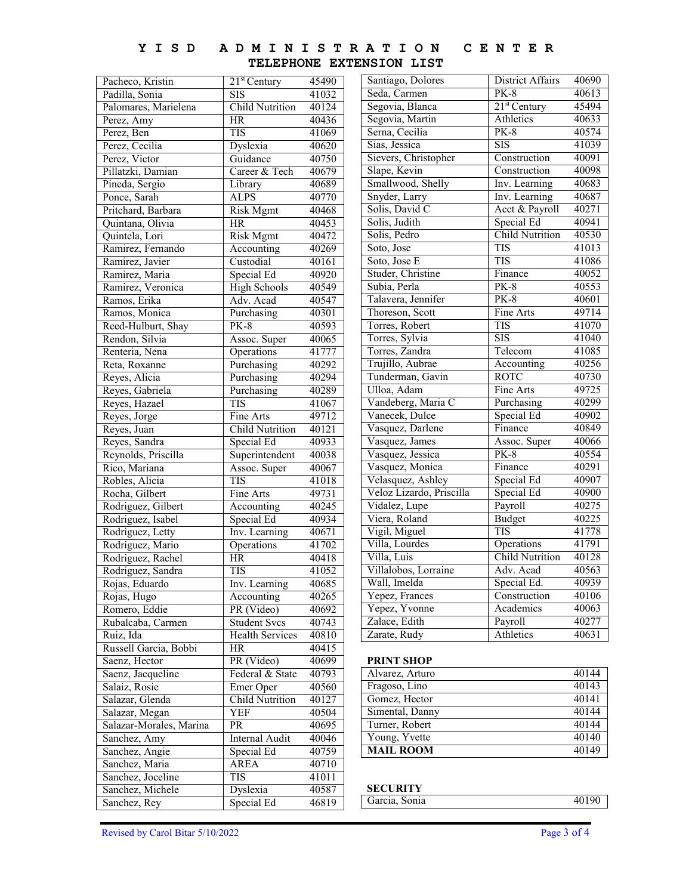# YISD ADMINISTRATION CENTER
## TELEPHONE EXTENSION LIST

| Name | Department | Extension |
|---|---|---|
| Pacheco, Kristin | 21st Century | 45490 |
| Padilla, Sonia | SIS | 41032 |
| Palomares, Marielena | Child Nutrition | 40124 |
| Perez, Amy | HR | 40436 |
| Perez, Ben | TIS | 41069 |
| Perez, Cecilia | Dyslexia | 40620 |
| Perez, Victor | Guidance | 40750 |
| Pillatzki, Damian | Career & Tech | 40679 |
| Pineda, Sergio | Library | 40689 |
| Ponce, Sarah | ALPS | 40770 |
| Pritchard, Barbara | Risk Mgmt | 40468 |
| Quintana, Olivia | HR | 40453 |
| Quintela, Lori | Risk Mgmt | 40472 |
| Ramirez, Fernando | Accounting | 40269 |
| Ramirez, Javier | Custodial | 40161 |
| Ramirez, Maria | Special Ed | 40920 |
| Ramirez, Veronica | High Schools | 40549 |
| Ramos, Erika | Adv. Acad | 40547 |
| Ramos, Monica | Purchasing | 40301 |
| Reed-Hulburt, Shay | PK-8 | 40593 |
| Rendon, Silvia | Assoc. Super | 40065 |
| Renteria, Nena | Operations | 41777 |
| Reta, Roxanne | Purchasing | 40292 |
| Reyes, Alicia | Purchasing | 40294 |
| Reyes, Gabriela | Purchasing | 40289 |
| Reyes, Hazael | TIS | 41067 |
| Reyes, Jorge | Fine Arts | 49712 |
| Reyes, Juan | Child Nutrition | 40121 |
| Reyes, Sandra | Special Ed | 40933 |
| Reynolds, Priscilla | Superintendent | 40038 |
| Rico, Mariana | Assoc. Super | 40067 |
| Robles, Alicia | TIS | 41018 |
| Rocha, Gilbert | Fine Arts | 49731 |
| Rodriguez, Gilbert | Accounting | 40245 |
| Rodriguez, Isabel | Special Ed | 40934 |
| Rodriguez, Letty | Inv. Learning | 40671 |
| Rodriguez, Mario | Operations | 41702 |
| Rodriguez, Rachel | HR | 40418 |
| Rodriguez, Sandra | TIS | 41052 |
| Rojas, Eduardo | Inv. Learning | 40685 |
| Rojas, Hugo | Accounting | 40265 |
| Romero, Eddie | PR (Video) | 40692 |
| Rubalcaba, Carmen | Student Svcs | 40743 |
| Ruiz, Ida | Health Services | 40810 |
| Russell Garcia, Bobbi | HR | 40415 |
| Saenz, Hector | PR (Video) | 40699 |
| Saenz, Jacqueline | Federal & State | 40793 |
| Salaiz, Rosie | Emer Oper | 40560 |
| Salazar, Glenda | Child Nutrition | 40127 |
| Salazar, Megan | YEF | 40504 |
| Salazar-Morales, Marina | PR | 40695 |
| Sanchez, Amy | Internal Audit | 40046 |
| Sanchez, Angie | Special Ed | 40759 |
| Sanchez, Maria | AREA | 40710 |
| Sanchez, Joceline | TIS | 41011 |
| Sanchez, Michele | Dyslexia | 40587 |
| Sanchez, Rey | Special Ed | 46819 |
| Santiago, Dolores | District Affairs | 40690 |
| Seda, Carmen | PK-8 | 40613 |
| Segovia, Blanca | 21st Century | 45494 |
| Segovia, Martin | Athletics | 40633 |
| Serna, Cecilia | PK-8 | 40574 |
| Sias, Jessica | SIS | 41039 |
| Sievers, Christopher | Construction | 40091 |
| Slape, Kevin | Construction | 40098 |
| Smallwood, Shelly | Inv. Learning | 40683 |
| Snyder, Larry | Inv. Learning | 40687 |
| Solis, David C | Acct & Payroll | 40271 |
| Solis, Judith | Special Ed | 40941 |
| Solis, Pedro | Child Nutrition | 40530 |
| Soto, Jose | TIS | 41013 |
| Soto, Jose E | TIS | 41086 |
| Studer, Christine | Finance | 40052 |
| Subia, Perla | PK-8 | 40553 |
| Talavera, Jennifer | PK-8 | 40601 |
| Thoreson, Scott | Fine Arts | 49714 |
| Torres, Robert | TIS | 41070 |
| Torres, Sylvia | SIS | 41040 |
| Torres, Zandra | Telecom | 41085 |
| Trujillo, Aubrae | Accounting | 40256 |
| Tunderman, Gavin | ROTC | 40730 |
| Ulloa, Adam | Fine Arts | 49725 |
| Vandeberg, Maria C | Purchasing | 40299 |
| Vanecek, Dulce | Special Ed | 40902 |
| Vasquez, Darlene | Finance | 40849 |
| Vasquez, James | Assoc. Super | 40066 |
| Vasquez, Jessica | PK-8 | 40554 |
| Vasquez, Monica | Finance | 40291 |
| Velasquez, Ashley | Special Ed | 40907 |
| Veloz Lizardo, Priscilla | Special Ed | 40900 |
| Vidalez, Lupe | Payroll | 40275 |
| Viera, Roland | Budget | 40225 |
| Vigil, Miguel | TIS | 41778 |
| Villa, Lourdes | Operations | 41791 |
| Villa, Luis | Child Nutrition | 40128 |
| Villalobos, Lorraine | Adv. Acad | 40563 |
| Wall, Imelda | Special Ed. | 40939 |
| Yepez, Frances | Construction | 40106 |
| Yepez, Yvonne | Academics | 40063 |
| Zalace, Edith | Payroll | 40277 |
| Zarate, Rudy | Athletics | 40631 |

**PRINT SHOP**

| Name | Extension |
|---|---|
| Alvarez, Arturo | 40144 |
| Fragoso, Lino | 40143 |
| Gomez, Hector | 40141 |
| Simental, Danny | 40144 |
| Turner, Robert | 40144 |
| Young, Yvette | 40140 |
| **MAIL ROOM** | 40149 |

**SECURITY**

| Name | Extension |
|---|---|
| Garcia, Sonia | 40190 |

Revised by Carol Bitar 5/10/2022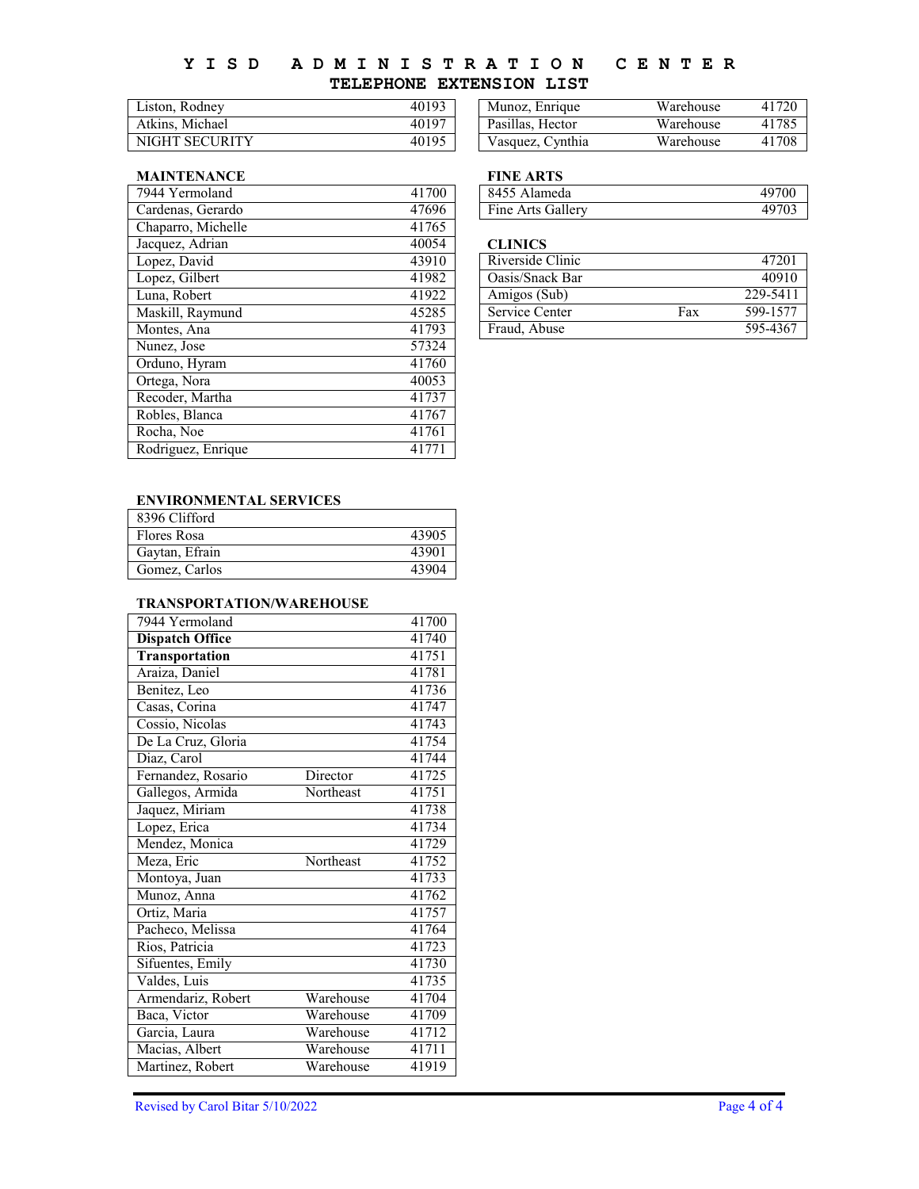# YISD ADMINISTRATION CENTER
## TELEPHONE EXTENSION LIST

| | |
|---|---|
| Liston, Rodney | 40193 |
| Atkins, Michael | 40197 |
| NIGHT SECURITY | 40195 |

### MAINTENANCE

| | |
|---|---|
| 7944 Yermoland | 41700 |
| Cardenas, Gerardo | 47696 |
| Chaparro, Michelle | 41765 |
| Jacquez, Adrian | 40054 |
| Lopez, David | 43910 |
| Lopez, Gilbert | 41982 |
| Luna, Robert | 41922 |
| Maskill, Raymund | 45285 |
| Montes, Ana | 41793 |
| Nunez, Jose | 57324 |
| Orduno, Hyram | 41760 |
| Ortega, Nora | 40053 |
| Recoder, Martha | 41737 |
| Robles, Blanca | 41767 |
| Rocha, Noe | 41761 |
| Rodriguez, Enrique | 41771 |

### ENVIRONMENTAL SERVICES

| | |
|---|---|
| 8396 Clifford | |
| Flores Rosa | 43905 |
| Gaytan, Efrain | 43901 |
| Gomez, Carlos | 43904 |

### TRANSPORTATION/WAREHOUSE

| | | |
|---|---|---|
| 7944 Yermoland | | 41700 |
| **Dispatch Office** | | 41740 |
| **Transportation** | | 41751 |
| Araiza, Daniel | | 41781 |
| Benitez, Leo | | 41736 |
| Casas, Corina | | 41747 |
| Cossio, Nicolas | | 41743 |
| De La Cruz, Gloria | | 41754 |
| Diaz, Carol | | 41744 |
| Fernandez, Rosario | Director | 41725 |
| Gallegos, Armida | Northeast | 41751 |
| Jaquez, Miriam | | 41738 |
| Lopez, Erica | | 41734 |
| Mendez, Monica | | 41729 |
| Meza, Eric | Northeast | 41752 |
| Montoya, Juan | | 41733 |
| Munoz, Anna | | 41762 |
| Ortiz, Maria | | 41757 |
| Pacheco, Melissa | | 41764 |
| Rios, Patricia | | 41723 |
| Sifuentes, Emily | | 41730 |
| Valdes, Luis | | 41735 |
| Armendariz, Robert | Warehouse | 41704 |
| Baca, Victor | Warehouse | 41709 |
| Garcia, Laura | Warehouse | 41712 |
| Macias, Albert | Warehouse | 41711 |
| Martinez, Robert | Warehouse | 41919 |
| Munoz, Enrique | Warehouse | 41720 |
| Pasillas, Hector | Warehouse | 41785 |
| Vasquez, Cynthia | Warehouse | 41708 |

### FINE ARTS

| | |
|---|---|
| 8455 Alameda | 49700 |
| Fine Arts Gallery | 49703 |

### CLINICS

| | | |
|---|---|---|
| Riverside Clinic | | 47201 |
| Oasis/Snack Bar | | 40910 |
| Amigos (Sub) | | 229-5411 |
| Service Center | Fax | 599-1577 |
| Fraud, Abuse | | 595-4367 |

Revised by Carol Bitar 5/10/2022